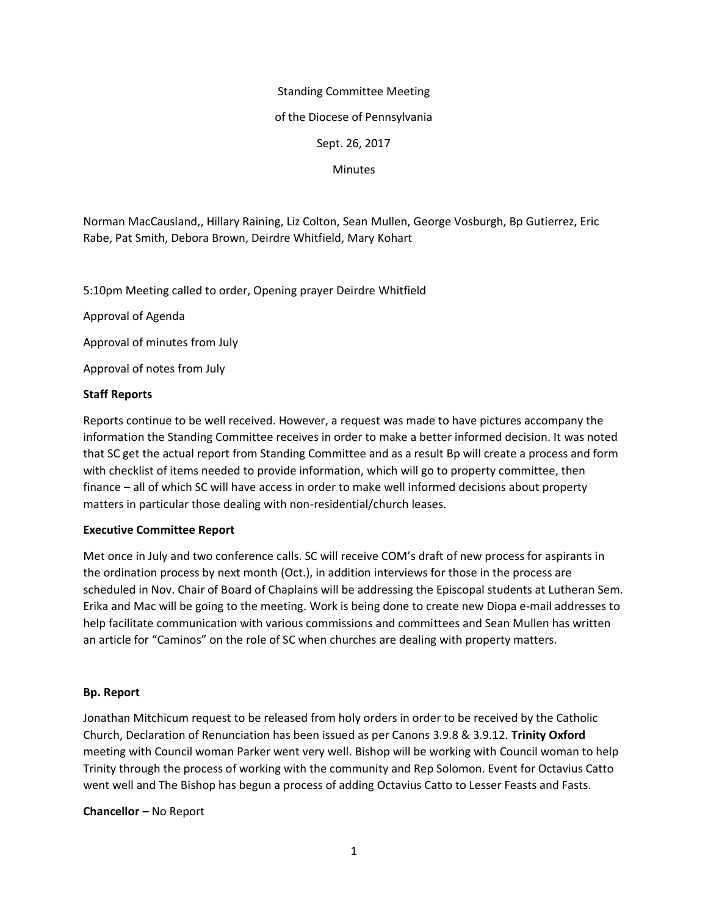Standing Committee Meeting

of the Diocese of Pennsylvania

Sept. 26, 2017

Minutes

Norman MacCausland,, Hillary Raining, Liz Colton, Sean Mullen, George Vosburgh, Bp Gutierrez, Eric Rabe, Pat Smith, Debora Brown, Deirdre Whitfield, Mary Kohart

5:10pm Meeting called to order, Opening prayer Deirdre Whitfield

Approval of Agenda

Approval of minutes from July

Approval of notes from July

**Staff Reports**

Reports continue to be well received. However, a request was made to have pictures accompany the information the Standing Committee receives in order to make a better informed decision. It was noted that SC get the actual report from Standing Committee and as a result Bp will create a process and form with checklist of items needed to provide information, which will go to property committee, then finance – all of which SC will have access in order to make well informed decisions about property matters in particular those dealing with non-residential/church leases.

**Executive Committee Report**

Met once in July and two conference calls. SC will receive COM's draft of new process for aspirants in the ordination process by next month (Oct.), in addition interviews for those in the process are scheduled in Nov. Chair of Board of Chaplains will be addressing the Episcopal students at Lutheran Sem. Erika and Mac will be going to the meeting. Work is being done to create new Diopa e-mail addresses to help facilitate communication with various commissions and committees and Sean Mullen has written an article for "Caminos" on the role of SC when churches are dealing with property matters.

**Bp. Report**

Jonathan Mitchicum request to be released from holy orders in order to be received by the Catholic Church, Declaration of Renunciation has been issued as per Canons 3.9.8 & 3.9.12. **Trinity Oxford** meeting with Council woman Parker went very well. Bishop will be working with Council woman to help Trinity through the process of working with the community and Rep Solomon. Event for Octavius Catto went well and The Bishop has begun a process of adding Octavius Catto to Lesser Feasts and Fasts.

**Chancellor –** No Report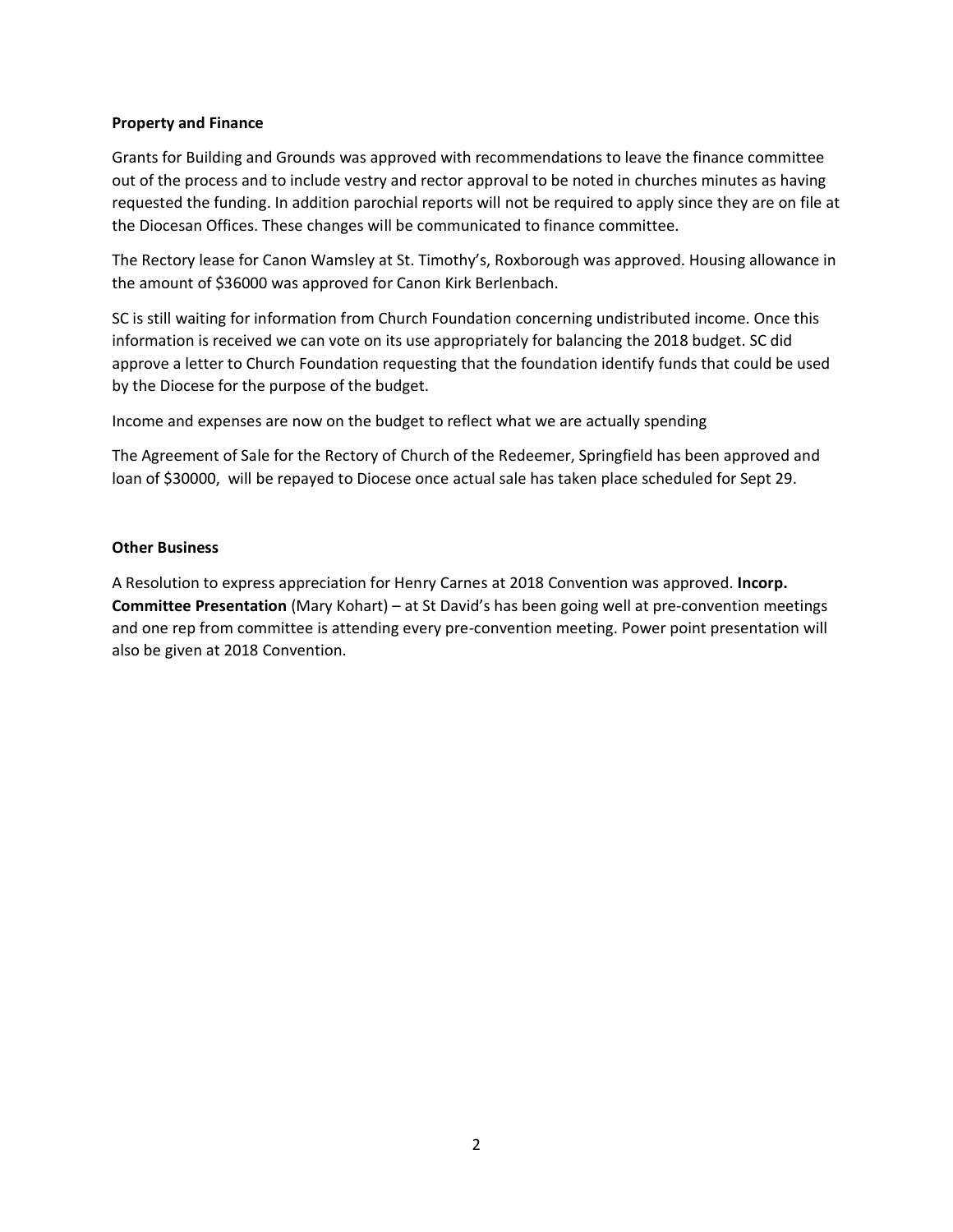**Property and Finance**

Grants for Building and Grounds was approved with recommendations to leave the finance committee out of the process and to include vestry and rector approval to be noted in churches minutes as having requested the funding. In addition parochial reports will not be required to apply since they are on file at the Diocesan Offices. These changes will be communicated to finance committee.

The Rectory lease for Canon Wamsley at St. Timothy's, Roxborough was approved. Housing allowance in the amount of $36000 was approved for Canon Kirk Berlenbach.

SC is still waiting for information from Church Foundation concerning undistributed income. Once this information is received we can vote on its use appropriately for balancing the 2018 budget. SC did approve a letter to Church Foundation requesting that the foundation identify funds that could be used by the Diocese for the purpose of the budget.

Income and expenses are now on the budget to reflect what we are actually spending

The Agreement of Sale for the Rectory of Church of the Redeemer, Springfield has been approved and loan of $30000, will be repayed to Diocese once actual sale has taken place scheduled for Sept 29.

**Other Business**

A Resolution to express appreciation for Henry Carnes at 2018 Convention was approved. **Incorp. Committee Presentation** (Mary Kohart) – at St David's has been going well at pre-convention meetings and one rep from committee is attending every pre-convention meeting. Power point presentation will also be given at 2018 Convention.